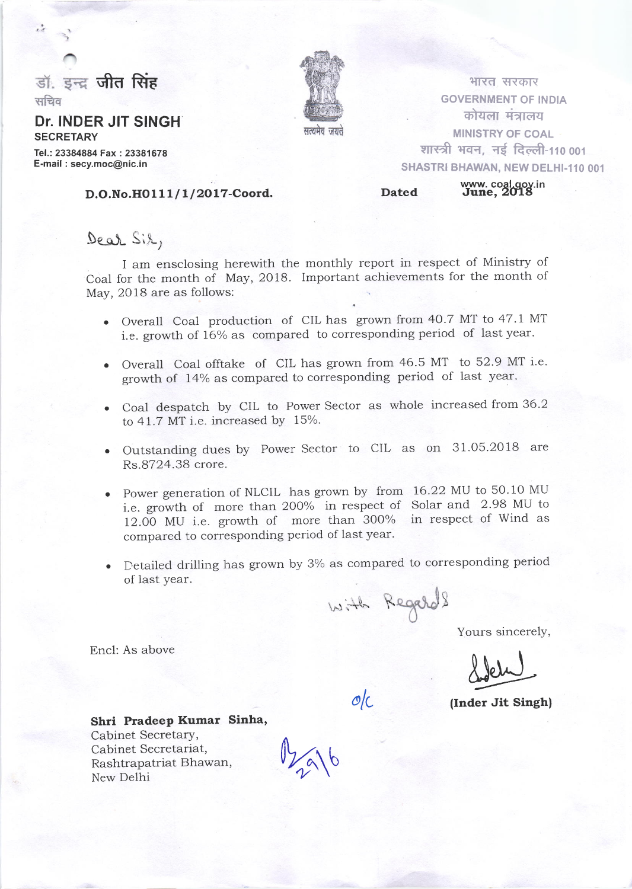डॉ. इन्द्र जीत सिंह
सचिव

**Dr. INDER JIT SINGH**
**SECRETARY**

Tel.: 23384884 Fax : 23381678
E-mail : secy.moc@nic.in

भारत सरकार
GOVERNMENT OF INDIA
कोयला मंत्रालय
MINISTRY OF COAL
शास्त्री भवन, नई दिल्ली-110 001
SHASTRI BHAWAN, NEW DELHI-110 001
www. coal.gov.in

**D.O.No.H0111/1/2017-Coord.** **Dated** **June, 2018**

Dear Sir,

I am ensclosing herewith the monthly report in respect of Ministry of Coal for the month of May, 2018. Important achievements for the month of May, 2018 are as follows:

- Overall Coal production of CIL has grown from 40.7 MT to 47.1 MT i.e. growth of 16% as compared to corresponding period of last year.
- Overall Coal offtake of CIL has grown from 46.5 MT to 52.9 MT i.e. growth of 14% as compared to corresponding period of last year.
- Coal despatch by CIL to Power Sector as whole increased from 36.2 to 41.7 MT i.e. increased by 15%.
- Outstanding dues by Power Sector to CIL as on 31.05.2018 are Rs.8724.38 crore.
- Power generation of NLCIL has grown by from 16.22 MU to 50.10 MU i.e. growth of more than 200% in respect of Solar and 2.98 MU to 12.00 MU i.e. growth of more than 300% in respect of Wind as compared to corresponding period of last year.
- Detailed drilling has grown by 3% as compared to corresponding period of last year.

With Regards

Yours sincerely,

(Inder Jit Singh)

Encl: As above

**Shri Pradeep Kumar Sinha,**
Cabinet Secretary,
Cabinet Secretariat,
Rashtrapatriat Bhawan,
New Delhi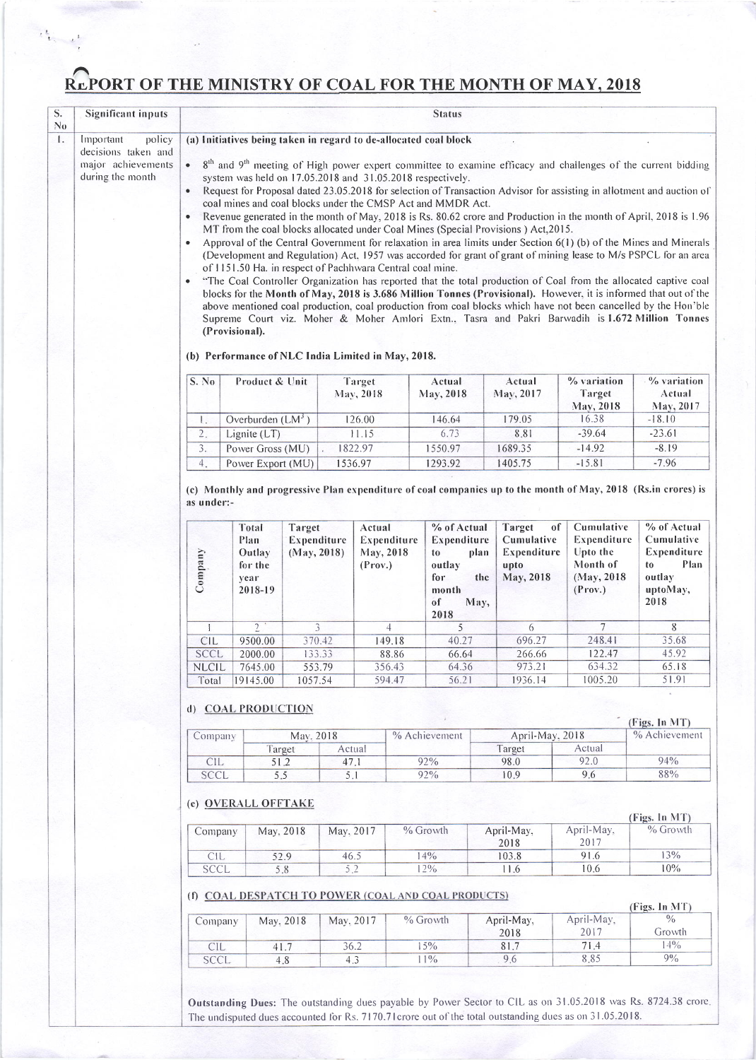# REPORT OF THE MINISTRY OF COAL FOR THE MONTH OF MAY, 2018

| S. No | Significant inputs | Status |
|---|---|---|
| 1. | Important policy decisions taken and major achievements during the month | (a) Initiatives being taken in regard to de-allocated coal block |

- 8th and 9th meeting of High power expert committee to examine efficacy and challenges of the current bidding system was held on 17.05.2018 and 31.05.2018 respectively.
- Request for Proposal dated 23.05.2018 for selection of Transaction Advisor for assisting in allotment and auction of coal mines and coal blocks under the CMSP Act and MMDR Act.
- Revenue generated in the month of May, 2018 is Rs. 80.62 crore and Production in the month of April, 2018 is 1.96 MT from the coal blocks allocated under Coal Mines (Special Provisions ) Act,2015.
- Approval of the Central Government for relaxation in area limits under Section 6(1) (b) of the Mines and Minerals (Development and Regulation) Act, 1957 was accorded for grant of grant of mining lease to M/s PSPCL for an area of 1151.50 Ha. in respect of Pachhwara Central coal mine.
- "The Coal Controller Organization has reported that the total production of Coal from the allocated captive coal blocks for the **Month of May, 2018 is 3.686 Million Tonnes (Provisional).** However, it is informed that out of the above mentioned coal production, coal production from coal blocks which have not been cancelled by the Hon'ble Supreme Court viz. Moher & Moher Amlori Extn., Tasra and Pakri Barwadih is **1.672 Million Tonnes (Provisional).**

**(b) Performance of NLC India Limited in May, 2018.**

| S. No | Product & Unit | Target May, 2018 | Actual May, 2018 | Actual May, 2017 | % variation Target May, 2018 | % variation Actual May, 2017 |
|---|---|---|---|---|---|---|
| 1. | Overburden ($LM^3$) | 126.00 | 146.64 | 179.05 | 16.38 | -18.10 |
| 2. | Lignite (LT) | 11.15 | 6.73 | 8.81 | -39.64 | -23.61 |
| 3. | Power Gross (MU) | 1822.97 | 1550.97 | 1689.35 | -14.92 | -8.19 |
| 4. | Power Export (MU) | 1536.97 | 1293.92 | 1405.75 | -15.81 | -7.96 |

**(c) Monthly and progressive Plan expenditure of coal companies up to the month of May, 2018 (Rs.in crores) is as under:-**

| Company | Total Plan Outlay for the year 2018-19 | Target Expenditure (May, 2018) | Actual Expenditure May, 2018 (Prov.) | % of Actual Expenditure to plan outlay for the month of May, 2018 | Target of Cumulative Expenditure upto May, 2018 | Cumulative Expenditure Upto the Month of (May, 2018 (Prov.) | % of Actual Cumulative Expenditure to Plan outlay uptoMay, 2018 |
|---|---|---|---|---|---|---|---|
| 1 | 2 | 3 | 4 | 5 | 6 | 7 | 8 |
| CIL | 9500.00 | 370.42 | 149.18 | 40.27 | 696.27 | 248.41 | 35.68 |
| SCCL | 2000.00 | 133.33 | 88.86 | 66.64 | 266.66 | 122.47 | 45.92 |
| NLCIL | 7645.00 | 553.79 | 356.43 | 64.36 | 973.21 | 634.32 | 65.18 |
| Total | 19145.00 | 1057.54 | 594.47 | 56.21 | 1936.14 | 1005.20 | 51.91 |

**d) COAL PRODUCTION**

(Figs. In MT)

| Company | May, 2018 | | % Achievement | April-May, 2018 | | % Achievement |
|---|---|---|---|---|---|---|
| | Target | Actual | | Target | Actual | |
| CIL | 51.2 | 47.1 | 92% | 98.0 | 92.0 | 94% |
| SCCL | 5.5 | 5.1 | 92% | 10.9 | 9.6 | 88% |

**(e) OVERALL OFFTAKE**

(Figs. In MT)

| Company | May, 2018 | May, 2017 | % Growth | April-May, 2018 | April-May, 2017 | % Growth |
|---|---|---|---|---|---|---|
| CIL | 52.9 | 46.5 | 14% | 103.8 | 91.6 | 13% |
| SCCL | 5.8 | 5.2 | 12% | 11.6 | 10.6 | 10% |

**(f) COAL DESPATCH TO POWER (COAL AND COAL PRODUCTS)**

(Figs. In MT)

| Company | May, 2018 | May, 2017 | % Growth | April-May, 2018 | April-May, 2017 | % Growth |
|---|---|---|---|---|---|---|
| CIL | 41.7 | 36.2 | 15% | 81.7 | 71.4 | 14% |
| SCCL | 4.8 | 4.3 | 11% | 9.6 | 8.85 | 9% |

**Outstanding Dues:** The outstanding dues payable by Power Sector to CIL as on 31.05.2018 was Rs. 8724.38 crore. The undisputed dues accounted for Rs. 7170.71crore out of the total outstanding dues as on 31.05.2018.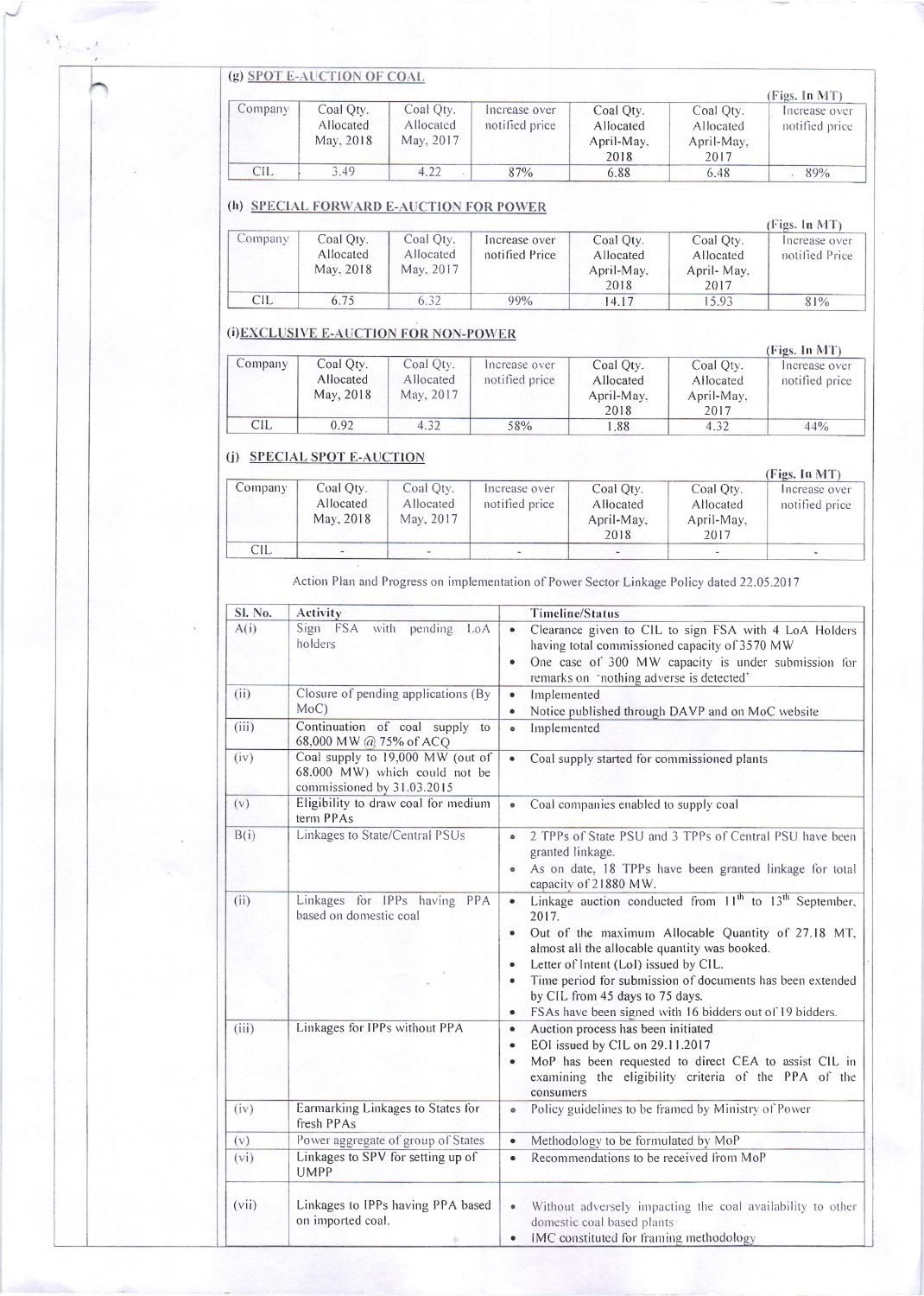## (g) SPOT E-AUCTION OF COAL

(Figs. In MT)

| Company | Coal Qty. Allocated May, 2018 | Coal Qty. Allocated May, 2017 | Increase over notified price | Coal Qty. Allocated April-May, 2018 | Coal Qty. Allocated April-May, 2017 | Increase over notified price |
|---|---|---|---|---|---|---|
| CIL | 3.49 | 4.22 | 87% | 6.88 | 6.48 | 89% |

## (h) SPECIAL FORWARD E-AUCTION FOR POWER

(Figs. In MT)

| Company | Coal Qty. Allocated May, 2018 | Coal Qty. Allocated May, 2017 | Increase over notified Price | Coal Qty. Allocated April-May, 2018 | Coal Qty. Allocated April- May, 2017 | Increase over notified Price |
|---|---|---|---|---|---|---|
| CIL | 6.75 | 6.32 | 99% | 14.17 | 15.93 | 81% |

## (i) EXCLUSIVE E-AUCTION FOR NON-POWER

(Figs. In MT)

| Company | Coal Qty. Allocated May, 2018 | Coal Qty. Allocated May, 2017 | Increase over notified price | Coal Qty. Allocated April-May, 2018 | Coal Qty. Allocated April-May, 2017 | Increase over notified price |
|---|---|---|---|---|---|---|
| CIL | 0.92 | 4.32 | 58% | 1.88 | 4.32 | 44% |

## (j) SPECIAL SPOT E-AUCTION

(Figs. In MT)

| Company | Coal Qty. Allocated May, 2018 | Coal Qty. Allocated May, 2017 | Increase over notified price | Coal Qty. Allocated April-May, 2018 | Coal Qty. Allocated April-May, 2017 | Increase over notified price |
|---|---|---|---|---|---|---|
| CIL | - | - | - | - | - | - |

Action Plan and Progress on implementation of Power Sector Linkage Policy dated 22.05.2017

| Sl. No. | Activity | Timeline/Status |
|---|---|---|
| A(i) | Sign FSA with pending LoA holders | • Clearance given to CIL to sign FSA with 4 LoA Holders having total commissioned capacity of 3570 MW<br>• One case of 300 MW capacity is under submission for remarks on 'nothing adverse is detected' |
| (ii) | Closure of pending applications (By MoC) | • Implemented<br>• Notice published through DAVP and on MoC website |
| (iii) | Continuation of coal supply to 68,000 MW @ 75% of ACQ | • Implemented |
| (iv) | Coal supply to 19,000 MW (out of 68,000 MW) which could not be commissioned by 31.03.2015 | • Coal supply started for commissioned plants |
| (v) | Eligibility to draw coal for medium term PPAs | • Coal companies enabled to supply coal |
| B(i) | Linkages to State/Central PSUs | • 2 TPPs of State PSU and 3 TPPs of Central PSU have been granted linkage.<br>• As on date, 18 TPPs have been granted linkage for total capacity of 21880 MW. |
| (ii) | Linkages for IPPs having PPA based on domestic coal | • Linkage auction conducted from 11th to 13th September, 2017.<br>• Out of the maximum Allocable Quantity of 27.18 MT, almost all the allocable quantity was booked.<br>• Letter of Intent (LoI) issued by CIL.<br>• Time period for submission of documents has been extended by CIL from 45 days to 75 days.<br>• FSAs have been signed with 16 bidders out of 19 bidders. |
| (iii) | Linkages for IPPs without PPA | • Auction process has been initiated<br>• EOI issued by CIL on 29.11.2017<br>• MoP has been requested to direct CEA to assist CIL in examining the eligibility criteria of the PPA of the consumers |
| (iv) | Earmarking Linkages to States for fresh PPAs | • Policy guidelines to be framed by Ministry of Power |
| (v) | Power aggregate of group of States | • Methodology to be formulated by MoP |
| (vi) | Linkages to SPV for setting up of UMPP | • Recommendations to be received from MoP |
| (vii) | Linkages to IPPs having PPA based on imported coal. | • Without adversely impacting the coal availability to other domestic coal based plants<br>• IMC constituted for framing methodology |